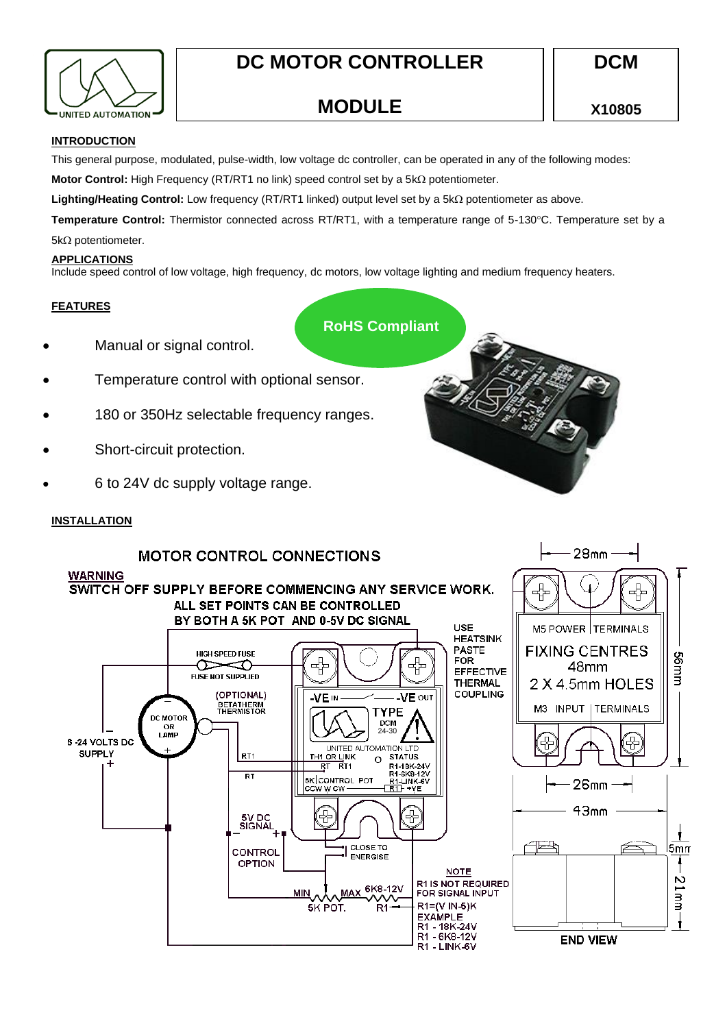# DC MOTOR CONTROLLER MODULE

**DCM X10805**

UNITED AUTOMATION

## INTRODUCTION

This general purpose, modulated, pulse-width, low voltage dc controller, can be operated in any of the following modes:

**Motor Control:** High Frequency (RT/RT1 no link) speed control set by a 5kΩ potentiometer.

**Lighting/Heating Control:** Low frequency (RT/RT1 linked) output level set by a 5kΩ potentiometer as above.

**Temperature Control:** Thermistor connected across RT/RT1, with a temperature range of 5-130°C. Temperature set by a 5kΩ potentiometer.

## APPLICATIONS

Include speed control of low voltage, high frequency, dc motors, low voltage lighting and medium frequency heaters.

## FEATURES

**RoHS Compliant**

- Manual or signal control.
- Temperature control with optional sensor.
- 180 or 350Hz selectable frequency ranges.
- Short-circuit protection.
- 6 to 24V dc supply voltage range.

## INSTALLATION

MOTOR CONTROL CONNECTIONS

WARNING
SWITCH OFF SUPPLY BEFORE COMMENCING ANY SERVICE WORK.
ALL SET POINTS CAN BE CONTROLLED BY BOTH A 5K POT AND 0-5V DC SIGNAL

HIGH SPEED FUSE
FUSE NOT SUPPLIED

(OPTIONAL) BETATHERM THERMISTOR

DC MOTOR OR LAMP

6 -24 VOLTS DC SUPPLY

RT1
RT

-VE IN
-VE OUT
TYPE DCM 24-30
UNITED AUTOMATION LTD
TH1 OR LINK
RT RT1
STATUS
R1-18K-24V
R1-6K8-12V
R1-LINK-6V
5K CONTROL POT
CCW W CW
R1 +VE

USE HEATSINK PASTE FOR EFFECTIVE THERMAL COUPLING

5V DC SIGNAL

CONTROL OPTION

CLOSE TO ENERGISE

MIN MAX 6K8-12V
5K POT. R1

NOTE
R1 IS NOT REQUIRED FOR SIGNAL INPUT
R1=(V IN-5)K
EXAMPLE
R1 - 18K-24V
R1 - 6K8-12V
R1 - LINK-6V

28mm
M5 POWER TERMINALS
FIXING CENTRES 48mm
2 X 4.5mm HOLES
M3 INPUT TERMINALS
56mm
26mm
43mm
5mm
21mm
END VIEW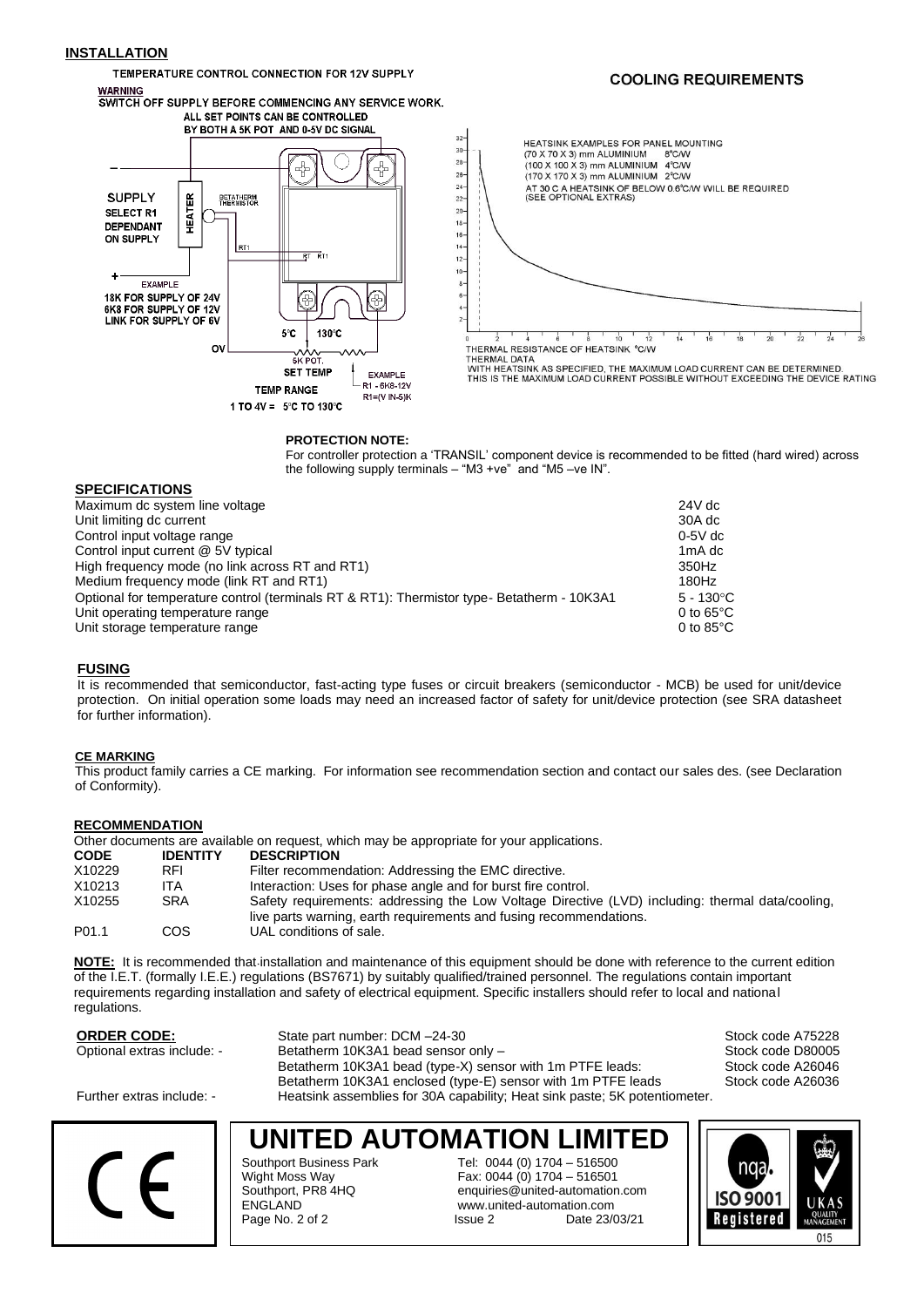## INSTALLATION

TEMPERATURE CONTROL CONNECTION FOR 12V SUPPLY

WARNING
SWITCH OFF SUPPLY BEFORE COMMENCING ANY SERVICE WORK.
ALL SET POINTS CAN BE CONTROLLED
BY BOTH A 5K POT AND 0-5V DC SIGNAL

−
SUPPLY
SELECT R1
DEPENDANT
ON SUPPLY
HEATER
BETATHERM THERMISTOR
RT1
RT RT1
+
EXAMPLE
18K FOR SUPPLY OF 24V
6K8 FOR SUPPLY OF 12V
LINK FOR SUPPLY OF 6V
0V
5°C 130°C
5K POT.
SET TEMP
TEMP RANGE
1 TO 4V = 5°C TO 130°C
EXAMPLE
R1 - 6K8-12V
R1=(V IN-5)K

## COOLING REQUIREMENTS

HEATSINK EXAMPLES FOR PANEL MOUNTING
(70 X 70 X 3) mm ALUMINIUM 8°C/W
(100 X 100 X 3) mm ALUMINIUM 4°C/W
(170 X 170 X 3) mm ALUMINIUM 2°C/W
AT 30 C A HEATSINK OF BELOW 0.6°C/W WILL BE REQUIRED
(SEE OPTIONAL EXTRAS)

32 30 28 26 24 22 20 18 16 14 12 10 8 6 4 2
0 2 4 6 8 10 12 14 16 18 20 22 24 26
THERMAL RESISTANCE OF HEATSINK °C/W

THERMAL DATA
WITH HEATSINK AS SPECIFIED, THE MAXIMUM LOAD CURRENT CAN BE DETERMINED.
THIS IS THE MAXIMUM LOAD CURRENT POSSIBLE WITHOUT EXCEEDING THE DEVICE RATING

**PROTECTION NOTE:**
For controller protection a 'TRANSIL' component device is recommended to be fitted (hard wired) across the following supply terminals – "M3 +ve" and "M5 –ve IN".

## SPECIFICATIONS

| | |
|---|---|
| Maximum dc system line voltage | 24V dc |
| Unit limiting dc current | 30A dc |
| Control input voltage range | 0-5V dc |
| Control input current @ 5V typical | 1mA dc |
| High frequency mode (no link across RT and RT1) | 350Hz |
| Medium frequency mode (link RT and RT1) | 180Hz |
| Optional for temperature control (terminals RT & RT1): Thermistor type- Betatherm - 10K3A1 | 5 - 130°C |
| Unit operating temperature range | 0 to 65°C |
| Unit storage temperature range | 0 to 85°C |

## FUSING

It is recommended that semiconductor, fast-acting type fuses or circuit breakers (semiconductor - MCB) be used for unit/device protection. On initial operation some loads may need an increased factor of safety for unit/device protection (see SRA datasheet for further information).

## CE MARKING

This product family carries a CE marking. For information see recommendation section and contact our sales des. (see Declaration of Conformity).

## RECOMMENDATION

Other documents are available on request, which may be appropriate for your applications.

| CODE | IDENTITY | DESCRIPTION |
|---|---|---|
| X10229 | RFI | Filter recommendation: Addressing the EMC directive. |
| X10213 | ITA | Interaction: Uses for phase angle and for burst fire control. |
| X10255 | SRA | Safety requirements: addressing the Low Voltage Directive (LVD) including: thermal data/cooling, live parts warning, earth requirements and fusing recommendations. |
| P01.1 | COS | UAL conditions of sale. |

**NOTE:** It is recommended that installation and maintenance of this equipment should be done with reference to the current edition of the I.E.T. (formally I.E.E.) regulations (BS7671) by suitably qualified/trained personnel. The regulations contain important requirements regarding installation and safety of electrical equipment. Specific installers should refer to local and national regulations.

| | | |
|---|---|---|
| **ORDER CODE:** | State part number: DCM –24-30 | Stock code A75228 |
| Optional extras include: - | Betatherm 10K3A1 bead sensor only – | Stock code D80005 |
| | Betatherm 10K3A1 bead (type-X) sensor with 1m PTFE leads: | Stock code A26046 |
| | Betatherm 10K3A1 enclosed (type-E) sensor with 1m PTFE leads | Stock code A26036 |
| Further extras include: - | Heatsink assemblies for 30A capability; Heat sink paste; 5K potentiometer. | |

# UNITED AUTOMATION LIMITED

Southport Business Park
Wight Moss Way
Southport, PR8 4HQ
ENGLAND

Tel: 0044 (0) 1704 – 516500
Fax: 0044 (0) 1704 – 516501
enquiries@united-automation.com
www.united-automation.com
Issue 2 Date 23/03/21